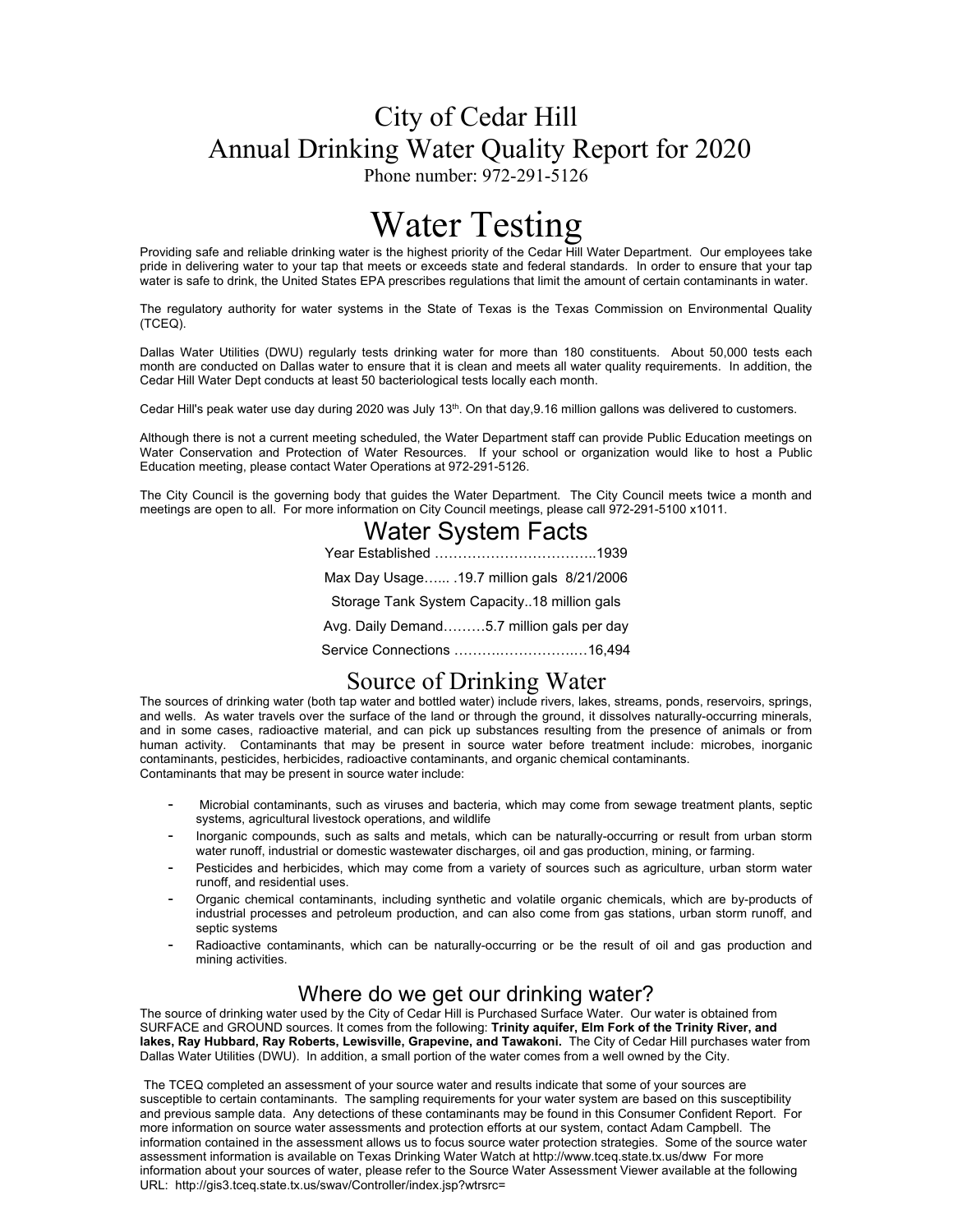# City of Cedar Hill
# Annual Drinking Water Quality Report for 2020

Phone number: 972-291-5126

# Water Testing

Providing safe and reliable drinking water is the highest priority of the Cedar Hill Water Department. Our employees take pride in delivering water to your tap that meets or exceeds state and federal standards. In order to ensure that your tap water is safe to drink, the United States EPA prescribes regulations that limit the amount of certain contaminants in water.

The regulatory authority for water systems in the State of Texas is the Texas Commission on Environmental Quality (TCEQ).

Dallas Water Utilities (DWU) regularly tests drinking water for more than 180 constituents. About 50,000 tests each month are conducted on Dallas water to ensure that it is clean and meets all water quality requirements. In addition, the Cedar Hill Water Dept conducts at least 50 bacteriological tests locally each month.

Cedar Hill's peak water use day during 2020 was July 13th. On that day,9.16 million gallons was delivered to customers.

Although there is not a current meeting scheduled, the Water Department staff can provide Public Education meetings on Water Conservation and Protection of Water Resources. If your school or organization would like to host a Public Education meeting, please contact Water Operations at 972-291-5126.

The City Council is the governing body that guides the Water Department. The City Council meets twice a month and meetings are open to all. For more information on City Council meetings, please call 972-291-5100 x1011.

## Water System Facts

Year Established ……………………………..1939

Max Day Usage…... .19.7 million gals 8/21/2006

Storage Tank System Capacity..18 million gals

Avg. Daily Demand………5.7 million gals per day

Service Connections ………..……………..…16,494

## Source of Drinking Water

The sources of drinking water (both tap water and bottled water) include rivers, lakes, streams, ponds, reservoirs, springs, and wells. As water travels over the surface of the land or through the ground, it dissolves naturally-occurring minerals, and in some cases, radioactive material, and can pick up substances resulting from the presence of animals or from human activity. Contaminants that may be present in source water before treatment include: microbes, inorganic contaminants, pesticides, herbicides, radioactive contaminants, and organic chemical contaminants.
Contaminants that may be present in source water include:

- Microbial contaminants, such as viruses and bacteria, which may come from sewage treatment plants, septic systems, agricultural livestock operations, and wildlife
- Inorganic compounds, such as salts and metals, which can be naturally-occurring or result from urban storm water runoff, industrial or domestic wastewater discharges, oil and gas production, mining, or farming.
- Pesticides and herbicides, which may come from a variety of sources such as agriculture, urban storm water runoff, and residential uses.
- Organic chemical contaminants, including synthetic and volatile organic chemicals, which are by-products of industrial processes and petroleum production, and can also come from gas stations, urban storm runoff, and septic systems
- Radioactive contaminants, which can be naturally-occurring or be the result of oil and gas production and mining activities.

## Where do we get our drinking water?

The source of drinking water used by the City of Cedar Hill is Purchased Surface Water. Our water is obtained from SURFACE and GROUND sources. It comes from the following: **Trinity aquifer, Elm Fork of the Trinity River, and lakes, Ray Hubbard, Ray Roberts, Lewisville, Grapevine, and Tawakoni.** The City of Cedar Hill purchases water from Dallas Water Utilities (DWU). In addition, a small portion of the water comes from a well owned by the City.

The TCEQ completed an assessment of your source water and results indicate that some of your sources are susceptible to certain contaminants. The sampling requirements for your water system are based on this susceptibility and previous sample data. Any detections of these contaminants may be found in this Consumer Confident Report. For more information on source water assessments and protection efforts at our system, contact Adam Campbell. The information contained in the assessment allows us to focus source water protection strategies. Some of the source water assessment information is available on Texas Drinking Water Watch at http://www.tceq.state.tx.us/dww For more information about your sources of water, please refer to the Source Water Assessment Viewer available at the following URL: http://gis3.tceq.state.tx.us/swav/Controller/index.jsp?wtrsrc=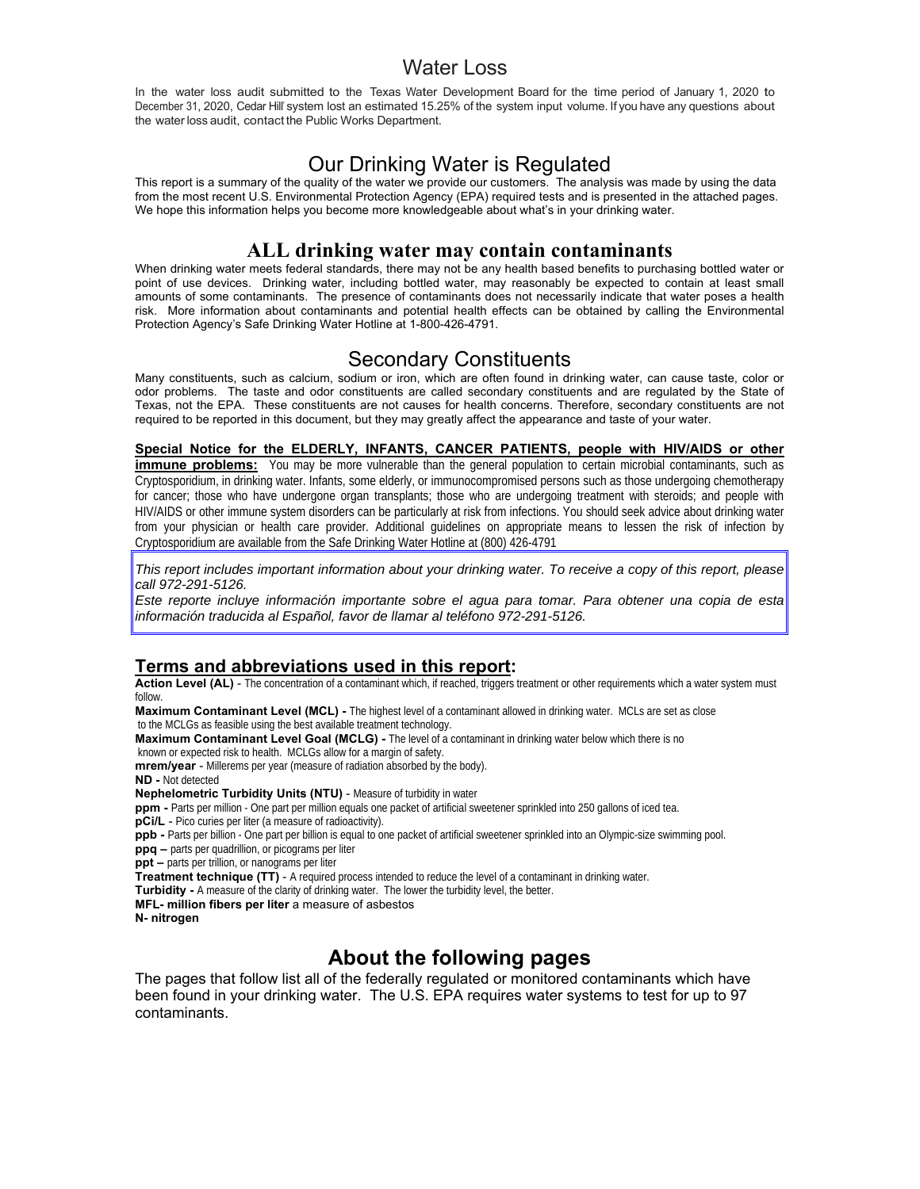## Water Loss

In the water loss audit submitted to the Texas Water Development Board for the time period of January 1, 2020 to December 31, 2020, Cedar Hill' system lost an estimated 15.25% of the system input volume. If you have any questions about the water loss audit, contact the Public Works Department.

## Our Drinking Water is Regulated

This report is a summary of the quality of the water we provide our customers. The analysis was made by using the data from the most recent U.S. Environmental Protection Agency (EPA) required tests and is presented in the attached pages. We hope this information helps you become more knowledgeable about what's in your drinking water.

## ALL drinking water may contain contaminants

When drinking water meets federal standards, there may not be any health based benefits to purchasing bottled water or point of use devices. Drinking water, including bottled water, may reasonably be expected to contain at least small amounts of some contaminants. The presence of contaminants does not necessarily indicate that water poses a health risk. More information about contaminants and potential health effects can be obtained by calling the Environmental Protection Agency's Safe Drinking Water Hotline at 1-800-426-4791.

## Secondary Constituents

Many constituents, such as calcium, sodium or iron, which are often found in drinking water, can cause taste, color or odor problems. The taste and odor constituents are called secondary constituents and are regulated by the State of Texas, not the EPA. These constituents are not causes for health concerns. Therefore, secondary constituents are not required to be reported in this document, but they may greatly affect the appearance and taste of your water.

**Special Notice for the ELDERLY, INFANTS, CANCER PATIENTS, people with HIV/AIDS or other immune problems:** You may be more vulnerable than the general population to certain microbial contaminants, such as Cryptosporidium, in drinking water. Infants, some elderly, or immunocompromised persons such as those undergoing chemotherapy for cancer; those who have undergone organ transplants; those who are undergoing treatment with steroids; and people with HIV/AIDS or other immune system disorders can be particularly at risk from infections. You should seek advice about drinking water from your physician or health care provider. Additional guidelines on appropriate means to lessen the risk of infection by Cryptosporidium are available from the Safe Drinking Water Hotline at (800) 426-4791

*This report includes important information about your drinking water. To receive a copy of this report, please call 972-291-5126.*

*Este reporte incluye información importante sobre el agua para tomar. Para obtener una copia de esta información traducida al Español, favor de llamar al teléfono 972-291-5126.*

## Terms and abbreviations used in this report:

**Action Level (AL)** - The concentration of a contaminant which, if reached, triggers treatment or other requirements which a water system must follow.

**Maximum Contaminant Level (MCL) -** The highest level of a contaminant allowed in drinking water. MCLs are set as close to the MCLGs as feasible using the best available treatment technology.

**Maximum Contaminant Level Goal (MCLG) -** The level of a contaminant in drinking water below which there is no known or expected risk to health. MCLGs allow for a margin of safety.

**mrem/year** - Millerems per year (measure of radiation absorbed by the body).

**ND -** Not detected

**Nephelometric Turbidity Units (NTU)** - Measure of turbidity in water

**ppm -** Parts per million - One part per million equals one packet of artificial sweetener sprinkled into 250 gallons of iced tea.

**pCi/L** - Pico curies per liter (a measure of radioactivity).

**ppb -** Parts per billion - One part per billion is equal to one packet of artificial sweetener sprinkled into an Olympic-size swimming pool.

**ppq –** parts per quadrillion, or picograms per liter

**ppt –** parts per trillion, or nanograms per liter

**Treatment technique (TT)** - A required process intended to reduce the level of a contaminant in drinking water.

**Turbidity -** A measure of the clarity of drinking water. The lower the turbidity level, the better.

**MFL- million fibers per liter** a measure of asbestos

**N- nitrogen**

## About the following pages

The pages that follow list all of the federally regulated or monitored contaminants which have been found in your drinking water. The U.S. EPA requires water systems to test for up to 97 contaminants.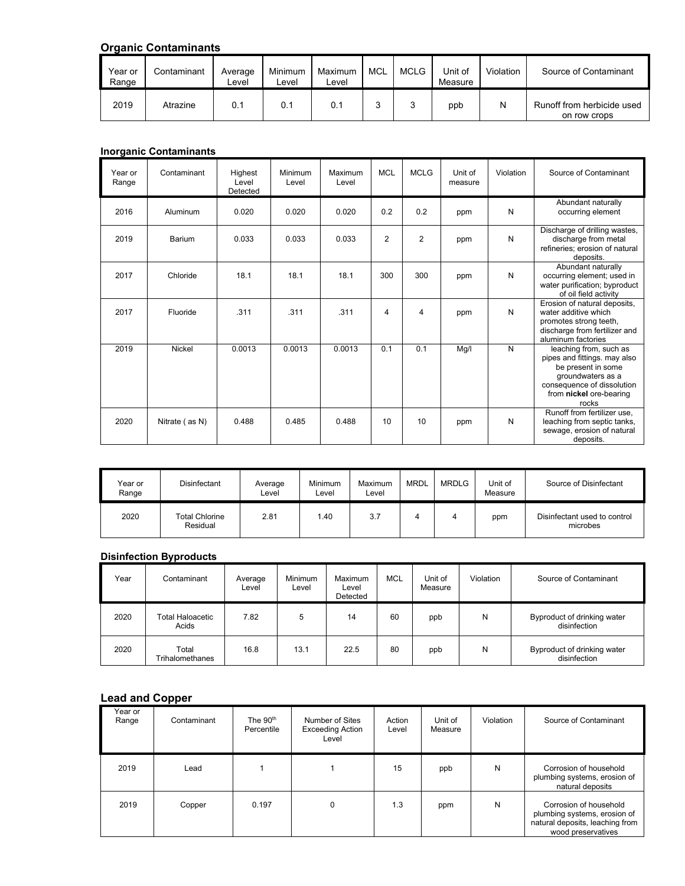## Organic Contaminants

| Year or Range | Contaminant | Average Level | Minimum Level | Maximum Level | MCL | MCLG | Unit of Measure | Violation | Source of Contaminant |
|---|---|---|---|---|---|---|---|---|---|
| 2019 | Atrazine | 0.1 | 0.1 | 0.1 | 3 | 3 | ppb | N | Runoff from herbicide used on row crops |

## Inorganic Contaminants

| Year or Range | Contaminant | Highest Level Detected | Minimum Level | Maximum Level | MCL | MCLG | Unit of measure | Violation | Source of Contaminant |
|---|---|---|---|---|---|---|---|---|---|
| 2016 | Aluminum | 0.020 | 0.020 | 0.020 | 0.2 | 0.2 | ppm | N | Abundant naturally occurring element |
| 2019 | Barium | 0.033 | 0.033 | 0.033 | 2 | 2 | ppm | N | Discharge of drilling wastes, discharge from metal refineries; erosion of natural deposits. |
| 2017 | Chloride | 18.1 | 18.1 | 18.1 | 300 | 300 | ppm | N | Abundant naturally occurring element; used in water purification; byproduct of oil field activity |
| 2017 | Fluoride | .311 | .311 | .311 | 4 | 4 | ppm | N | Erosion of natural deposits, water additive which promotes strong teeth, discharge from fertilizer and aluminum factories |
| 2019 | Nickel | 0.0013 | 0.0013 | 0.0013 | 0.1 | 0.1 | Mg/l | N | leaching from, such as pipes and fittings. may also be present in some groundwaters as a consequence of dissolution from **nickel** ore-bearing rocks |
| 2020 | Nitrate ( as N) | 0.488 | 0.485 | 0.488 | 10 | 10 | ppm | N | Runoff from fertilizer use, leaching from septic tanks, sewage, erosion of natural deposits. |

| Year or Range | Disinfectant | Average Level | Minimum Level | Maximum Level | MRDL | MRDLG | Unit of Measure | Source of Disinfectant |
|---|---|---|---|---|---|---|---|---|
| 2020 | Total Chlorine Residual | 2.81 | 1.40 | 3.7 | 4 | 4 | ppm | Disinfectant used to control microbes |

## Disinfection Byproducts

| Year | Contaminant | Average Level | Minimum Level | Maximum Level Detected | MCL | Unit of Measure | Violation | Source of Contaminant |
|---|---|---|---|---|---|---|---|---|
| 2020 | Total Haloacetic Acids | 7.82 | 5 | 14 | 60 | ppb | N | Byproduct of drinking water disinfection |
| 2020 | Total Trihalomethanes | 16.8 | 13.1 | 22.5 | 80 | ppb | N | Byproduct of drinking water disinfection |

## Lead and Copper

| Year or Range | Contaminant | The 90th Percentile | Number of Sites Exceeding Action Level | Action Level | Unit of Measure | Violation | Source of Contaminant |
|---|---|---|---|---|---|---|---|
| 2019 | Lead | 1 | 1 | 15 | ppb | N | Corrosion of household plumbing systems, erosion of natural deposits |
| 2019 | Copper | 0.197 | 0 | 1.3 | ppm | N | Corrosion of household plumbing systems, erosion of natural deposits, leaching from wood preservatives |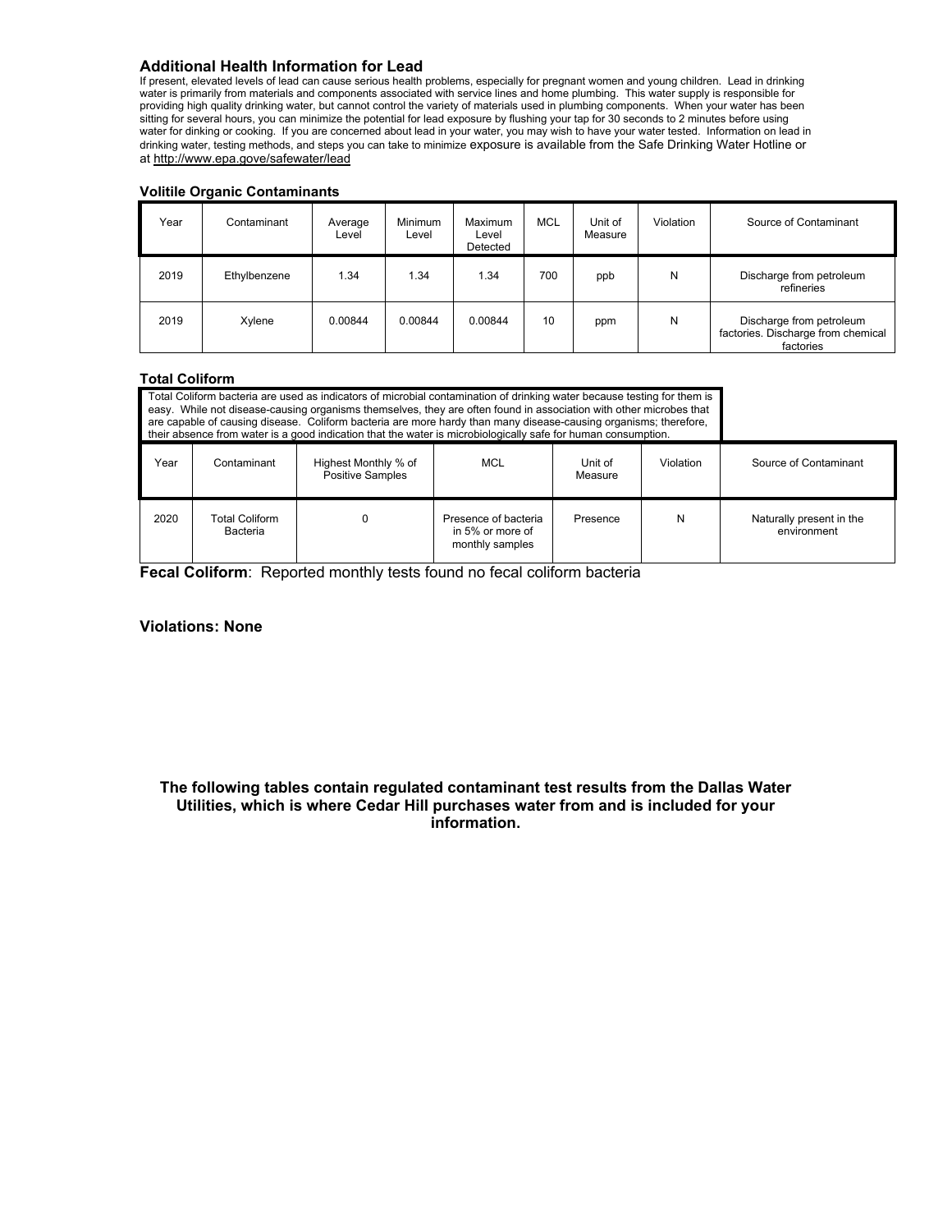### Additional Health Information for Lead

If present, elevated levels of lead can cause serious health problems, especially for pregnant women and young children. Lead in drinking water is primarily from materials and components associated with service lines and home plumbing. This water supply is responsible for providing high quality drinking water, but cannot control the variety of materials used in plumbing components. When your water has been sitting for several hours, you can minimize the potential for lead exposure by flushing your tap for 30 seconds to 2 minutes before using water for dinking or cooking. If you are concerned about lead in your water, you may wish to have your water tested. Information on lead in drinking water, testing methods, and steps you can take to minimize exposure is available from the Safe Drinking Water Hotline or at http://www.epa.gove/safewater/lead

#### Volitile Organic Contaminants

| Year | Contaminant | Average Level | Minimum Level | Maximum Level Detected | MCL | Unit of Measure | Violation | Source of Contaminant |
|---|---|---|---|---|---|---|---|---|
| 2019 | Ethylbenzene | 1.34 | 1.34 | 1.34 | 700 | ppb | N | Discharge from petroleum refineries |
| 2019 | Xylene | 0.00844 | 0.00844 | 0.00844 | 10 | ppm | N | Discharge from petroleum factories. Discharge from chemical factories |

#### Total Coliform

Total Coliform bacteria are used as indicators of microbial contamination of drinking water because testing for them is easy. While not disease-causing organisms themselves, they are often found in association with other microbes that are capable of causing disease. Coliform bacteria are more hardy than many disease-causing organisms; therefore, their absence from water is a good indication that the water is microbiologically safe for human consumption.

| Year | Contaminant | Highest Monthly % of Positive Samples | MCL | Unit of Measure | Violation | Source of Contaminant |
|---|---|---|---|---|---|---|
| 2020 | Total Coliform Bacteria | 0 | Presence of bacteria in 5% or more of monthly samples | Presence | N | Naturally present in the environment |

**Fecal Coliform**: Reported monthly tests found no fecal coliform bacteria

**Violations: None**

**The following tables contain regulated contaminant test results from the Dallas Water Utilities, which is where Cedar Hill purchases water from and is included for your information.**